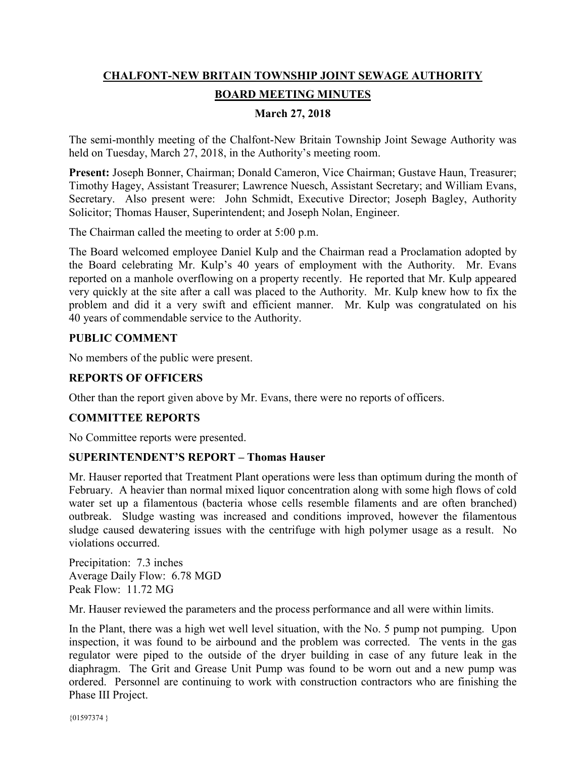# CHALFONT-NEW BRITAIN TOWNSHIP JOINT SEWAGE AUTHORITY

## BOARD MEETING MINUTES

**March 27, 2018**

The semi-monthly meeting of the Chalfont-New Britain Township Joint Sewage Authority was held on Tuesday, March 27, 2018, in the Authority's meeting room.

**Present:** Joseph Bonner, Chairman; Donald Cameron, Vice Chairman; Gustave Haun, Treasurer; Timothy Hagey, Assistant Treasurer; Lawrence Nuesch, Assistant Secretary; and William Evans, Secretary. Also present were: John Schmidt, Executive Director; Joseph Bagley, Authority Solicitor; Thomas Hauser, Superintendent; and Joseph Nolan, Engineer.

The Chairman called the meeting to order at 5:00 p.m.

The Board welcomed employee Daniel Kulp and the Chairman read a Proclamation adopted by the Board celebrating Mr. Kulp's 40 years of employment with the Authority. Mr. Evans reported on a manhole overflowing on a property recently. He reported that Mr. Kulp appeared very quickly at the site after a call was placed to the Authority. Mr. Kulp knew how to fix the problem and did it a very swift and efficient manner. Mr. Kulp was congratulated on his 40 years of commendable service to the Authority.

### PUBLIC COMMENT

No members of the public were present.

### REPORTS OF OFFICERS

Other than the report given above by Mr. Evans, there were no reports of officers.

### COMMITTEE REPORTS

No Committee reports were presented.

### SUPERINTENDENT'S REPORT – Thomas Hauser

Mr. Hauser reported that Treatment Plant operations were less than optimum during the month of February. A heavier than normal mixed liquor concentration along with some high flows of cold water set up a filamentous (bacteria whose cells resemble filaments and are often branched) outbreak. Sludge wasting was increased and conditions improved, however the filamentous sludge caused dewatering issues with the centrifuge with high polymer usage as a result. No violations occurred.

Precipitation: 7.3 inches
Average Daily Flow: 6.78 MGD
Peak Flow: 11.72 MG

Mr. Hauser reviewed the parameters and the process performance and all were within limits.

In the Plant, there was a high wet well level situation, with the No. 5 pump not pumping. Upon inspection, it was found to be airbound and the problem was corrected. The vents in the gas regulator were piped to the outside of the dryer building in case of any future leak in the diaphragm. The Grit and Grease Unit Pump was found to be worn out and a new pump was ordered. Personnel are continuing to work with construction contractors who are finishing the Phase III Project.

{01597374 }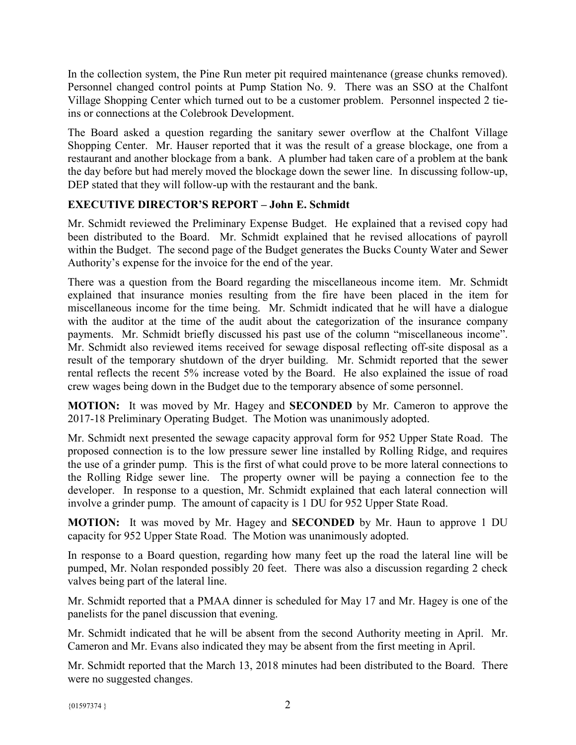In the collection system, the Pine Run meter pit required maintenance (grease chunks removed). Personnel changed control points at Pump Station No. 9. There was an SSO at the Chalfont Village Shopping Center which turned out to be a customer problem. Personnel inspected 2 tie-ins or connections at the Colebrook Development.

The Board asked a question regarding the sanitary sewer overflow at the Chalfont Village Shopping Center. Mr. Hauser reported that it was the result of a grease blockage, one from a restaurant and another blockage from a bank. A plumber had taken care of a problem at the bank the day before but had merely moved the blockage down the sewer line. In discussing follow-up, DEP stated that they will follow-up with the restaurant and the bank.

## EXECUTIVE DIRECTOR'S REPORT – John E. Schmidt

Mr. Schmidt reviewed the Preliminary Expense Budget. He explained that a revised copy had been distributed to the Board. Mr. Schmidt explained that he revised allocations of payroll within the Budget. The second page of the Budget generates the Bucks County Water and Sewer Authority's expense for the invoice for the end of the year.

There was a question from the Board regarding the miscellaneous income item. Mr. Schmidt explained that insurance monies resulting from the fire have been placed in the item for miscellaneous income for the time being. Mr. Schmidt indicated that he will have a dialogue with the auditor at the time of the audit about the categorization of the insurance company payments. Mr. Schmidt briefly discussed his past use of the column "miscellaneous income". Mr. Schmidt also reviewed items received for sewage disposal reflecting off-site disposal as a result of the temporary shutdown of the dryer building. Mr. Schmidt reported that the sewer rental reflects the recent 5% increase voted by the Board. He also explained the issue of road crew wages being down in the Budget due to the temporary absence of some personnel.

**MOTION:** It was moved by Mr. Hagey and **SECONDED** by Mr. Cameron to approve the 2017-18 Preliminary Operating Budget. The Motion was unanimously adopted.

Mr. Schmidt next presented the sewage capacity approval form for 952 Upper State Road. The proposed connection is to the low pressure sewer line installed by Rolling Ridge, and requires the use of a grinder pump. This is the first of what could prove to be more lateral connections to the Rolling Ridge sewer line. The property owner will be paying a connection fee to the developer. In response to a question, Mr. Schmidt explained that each lateral connection will involve a grinder pump. The amount of capacity is 1 DU for 952 Upper State Road.

**MOTION:** It was moved by Mr. Hagey and **SECONDED** by Mr. Haun to approve 1 DU capacity for 952 Upper State Road. The Motion was unanimously adopted.

In response to a Board question, regarding how many feet up the road the lateral line will be pumped, Mr. Nolan responded possibly 20 feet. There was also a discussion regarding 2 check valves being part of the lateral line.

Mr. Schmidt reported that a PMAA dinner is scheduled for May 17 and Mr. Hagey is one of the panelists for the panel discussion that evening.

Mr. Schmidt indicated that he will be absent from the second Authority meeting in April. Mr. Cameron and Mr. Evans also indicated they may be absent from the first meeting in April.

Mr. Schmidt reported that the March 13, 2018 minutes had been distributed to the Board. There were no suggested changes.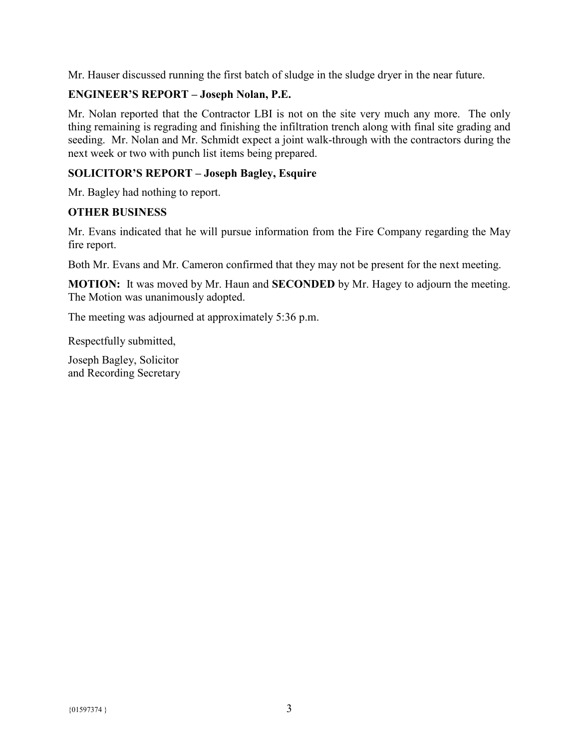Mr. Hauser discussed running the first batch of sludge in the sludge dryer in the near future.

**ENGINEER'S REPORT – Joseph Nolan, P.E.**

Mr. Nolan reported that the Contractor LBI is not on the site very much any more. The only thing remaining is regrading and finishing the infiltration trench along with final site grading and seeding. Mr. Nolan and Mr. Schmidt expect a joint walk-through with the contractors during the next week or two with punch list items being prepared.

**SOLICITOR'S REPORT – Joseph Bagley, Esquire**

Mr. Bagley had nothing to report.

**OTHER BUSINESS**

Mr. Evans indicated that he will pursue information from the Fire Company regarding the May fire report.

Both Mr. Evans and Mr. Cameron confirmed that they may not be present for the next meeting.

**MOTION:** It was moved by Mr. Haun and **SECONDED** by Mr. Hagey to adjourn the meeting. The Motion was unanimously adopted.

The meeting was adjourned at approximately 5:36 p.m.

Respectfully submitted,

Joseph Bagley, Solicitor
and Recording Secretary

{01597374 }